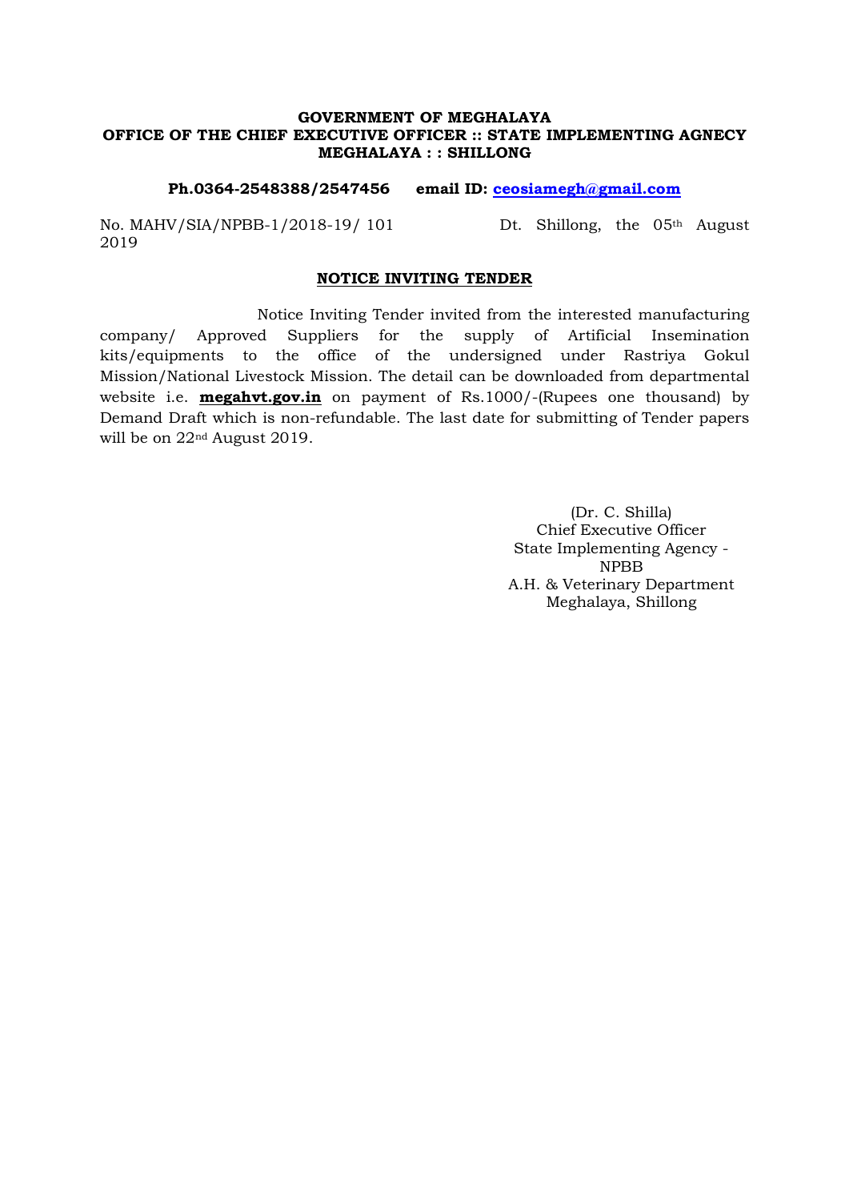**GOVERNMENT OF MEGHALAYA**
**OFFICE OF THE CHIEF EXECUTIVE OFFICER :: STATE IMPLEMENTING AGNECY**
**MEGHALAYA : : SHILLONG**

**Ph.0364-2548388/2547456 email ID: ceosiamegh@gmail.com**

No. MAHV/SIA/NPBB-1/2018-19/ 101 Dt. Shillong, the 05th August 2019

## NOTICE INVITING TENDER

Notice Inviting Tender invited from the interested manufacturing company/ Approved Suppliers for the supply of Artificial Insemination kits/equipments to the office of the undersigned under Rastriya Gokul Mission/National Livestock Mission. The detail can be downloaded from departmental website i.e. **megahvt.gov.in** on payment of Rs.1000/-(Rupees one thousand) by Demand Draft which is non-refundable. The last date for submitting of Tender papers will be on 22nd August 2019.

(Dr. C. Shilla)
Chief Executive Officer
State Implementing Agency - NPBB
A.H. & Veterinary Department
Meghalaya, Shillong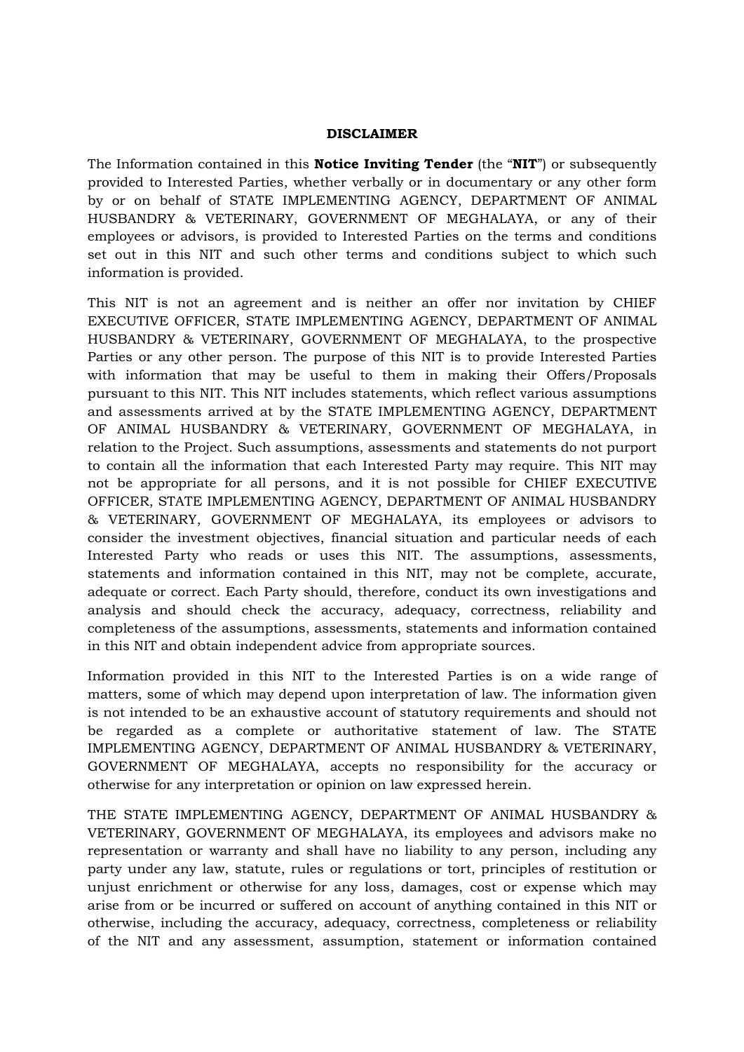## DISCLAIMER

The Information contained in this **Notice Inviting Tender** (the "**NIT**") or subsequently provided to Interested Parties, whether verbally or in documentary or any other form by or on behalf of STATE IMPLEMENTING AGENCY, DEPARTMENT OF ANIMAL HUSBANDRY & VETERINARY, GOVERNMENT OF MEGHALAYA, or any of their employees or advisors, is provided to Interested Parties on the terms and conditions set out in this NIT and such other terms and conditions subject to which such information is provided.

This NIT is not an agreement and is neither an offer nor invitation by CHIEF EXECUTIVE OFFICER, STATE IMPLEMENTING AGENCY, DEPARTMENT OF ANIMAL HUSBANDRY & VETERINARY, GOVERNMENT OF MEGHALAYA, to the prospective Parties or any other person. The purpose of this NIT is to provide Interested Parties with information that may be useful to them in making their Offers/Proposals pursuant to this NIT. This NIT includes statements, which reflect various assumptions and assessments arrived at by the STATE IMPLEMENTING AGENCY, DEPARTMENT OF ANIMAL HUSBANDRY & VETERINARY, GOVERNMENT OF MEGHALAYA, in relation to the Project. Such assumptions, assessments and statements do not purport to contain all the information that each Interested Party may require. This NIT may not be appropriate for all persons, and it is not possible for CHIEF EXECUTIVE OFFICER, STATE IMPLEMENTING AGENCY, DEPARTMENT OF ANIMAL HUSBANDRY & VETERINARY, GOVERNMENT OF MEGHALAYA, its employees or advisors to consider the investment objectives, financial situation and particular needs of each Interested Party who reads or uses this NIT. The assumptions, assessments, statements and information contained in this NIT, may not be complete, accurate, adequate or correct. Each Party should, therefore, conduct its own investigations and analysis and should check the accuracy, adequacy, correctness, reliability and completeness of the assumptions, assessments, statements and information contained in this NIT and obtain independent advice from appropriate sources.

Information provided in this NIT to the Interested Parties is on a wide range of matters, some of which may depend upon interpretation of law. The information given is not intended to be an exhaustive account of statutory requirements and should not be regarded as a complete or authoritative statement of law. The STATE IMPLEMENTING AGENCY, DEPARTMENT OF ANIMAL HUSBANDRY & VETERINARY, GOVERNMENT OF MEGHALAYA, accepts no responsibility for the accuracy or otherwise for any interpretation or opinion on law expressed herein.

THE STATE IMPLEMENTING AGENCY, DEPARTMENT OF ANIMAL HUSBANDRY & VETERINARY, GOVERNMENT OF MEGHALAYA, its employees and advisors make no representation or warranty and shall have no liability to any person, including any party under any law, statute, rules or regulations or tort, principles of restitution or unjust enrichment or otherwise for any loss, damages, cost or expense which may arise from or be incurred or suffered on account of anything contained in this NIT or otherwise, including the accuracy, adequacy, correctness, completeness or reliability of the NIT and any assessment, assumption, statement or information contained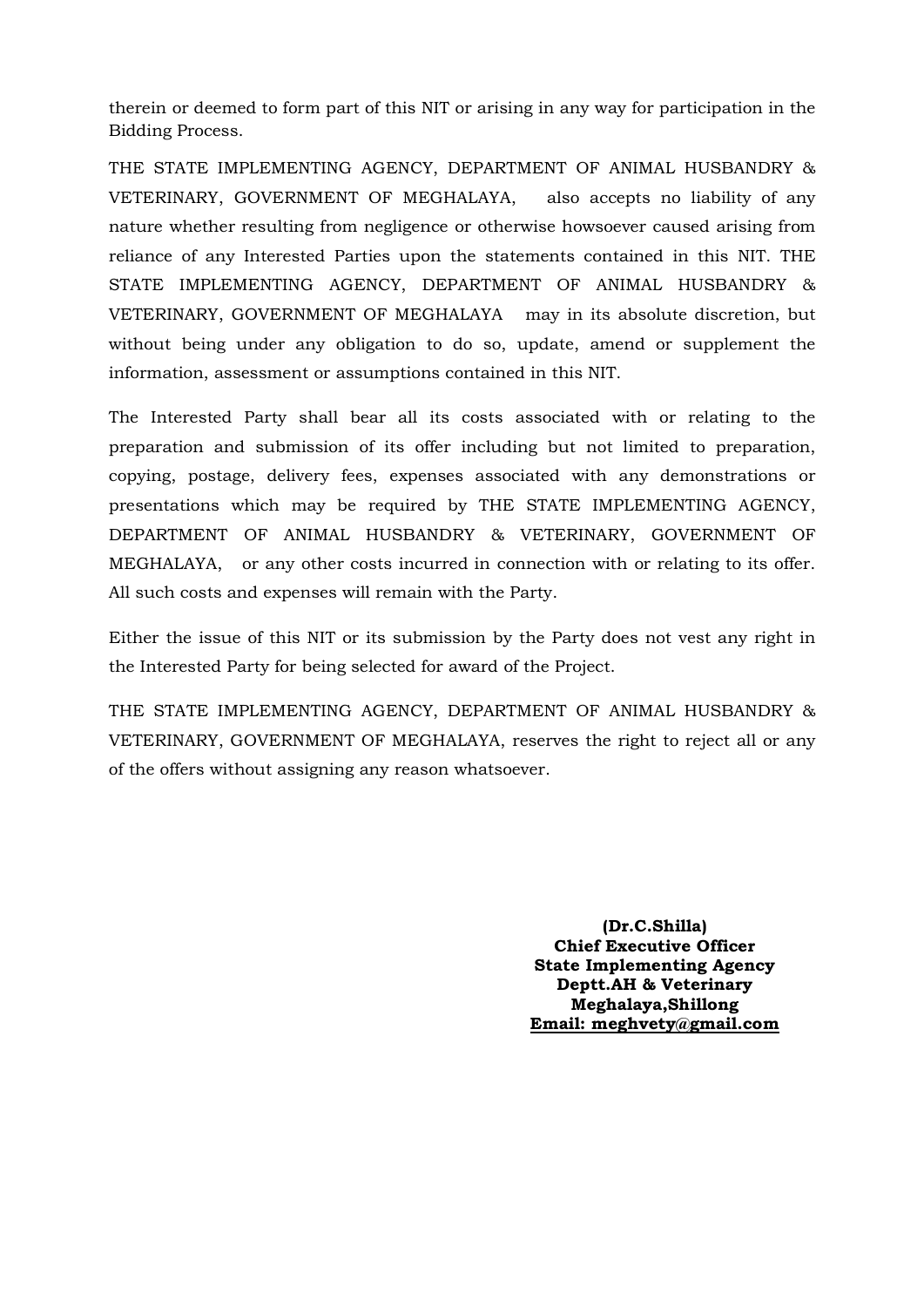therein or deemed to form part of this NIT or arising in any way for participation in the Bidding Process.

THE STATE IMPLEMENTING AGENCY, DEPARTMENT OF ANIMAL HUSBANDRY & VETERINARY, GOVERNMENT OF MEGHALAYA, also accepts no liability of any nature whether resulting from negligence or otherwise howsoever caused arising from reliance of any Interested Parties upon the statements contained in this NIT. THE STATE IMPLEMENTING AGENCY, DEPARTMENT OF ANIMAL HUSBANDRY & VETERINARY, GOVERNMENT OF MEGHALAYA may in its absolute discretion, but without being under any obligation to do so, update, amend or supplement the information, assessment or assumptions contained in this NIT.

The Interested Party shall bear all its costs associated with or relating to the preparation and submission of its offer including but not limited to preparation, copying, postage, delivery fees, expenses associated with any demonstrations or presentations which may be required by THE STATE IMPLEMENTING AGENCY, DEPARTMENT OF ANIMAL HUSBANDRY & VETERINARY, GOVERNMENT OF MEGHALAYA, or any other costs incurred in connection with or relating to its offer. All such costs and expenses will remain with the Party.

Either the issue of this NIT or its submission by the Party does not vest any right in the Interested Party for being selected for award of the Project.

THE STATE IMPLEMENTING AGENCY, DEPARTMENT OF ANIMAL HUSBANDRY & VETERINARY, GOVERNMENT OF MEGHALAYA, reserves the right to reject all or any of the offers without assigning any reason whatsoever.

**(Dr.C.Shilla)**
**Chief Executive Officer**
**State Implementing Agency**
**Deptt.AH & Veterinary**
**Meghalaya,Shillong**
**Email: meghvety@gmail.com**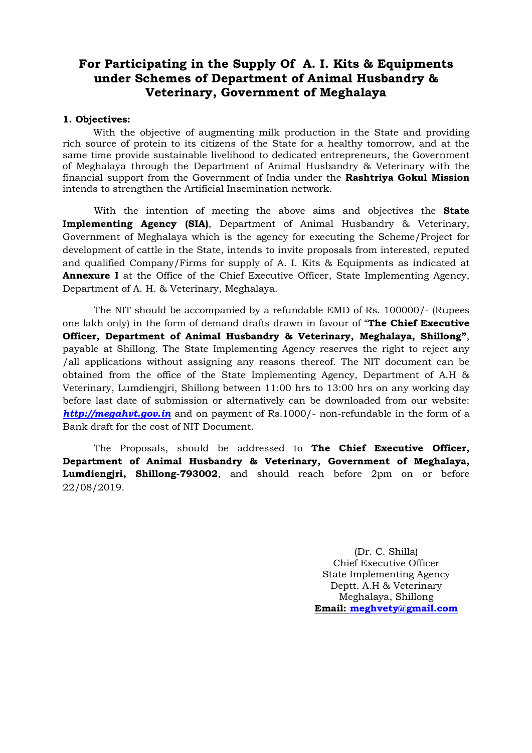# For Participating in the Supply Of A. I. Kits & Equipments under Schemes of Department of Animal Husbandry & Veterinary, Government of Meghalaya

**1. Objectives:**

With the objective of augmenting milk production in the State and providing rich source of protein to its citizens of the State for a healthy tomorrow, and at the same time provide sustainable livelihood to dedicated entrepreneurs, the Government of Meghalaya through the Department of Animal Husbandry & Veterinary with the financial support from the Government of India under the **Rashtriya Gokul Mission** intends to strengthen the Artificial Insemination network.

With the intention of meeting the above aims and objectives the **State Implementing Agency (SIA)**, Department of Animal Husbandry & Veterinary, Government of Meghalaya which is the agency for executing the Scheme/Project for development of cattle in the State, intends to invite proposals from interested, reputed and qualified Company/Firms for supply of A. I. Kits & Equipments as indicated at **Annexure I** at the Office of the Chief Executive Officer, State Implementing Agency, Department of A. H. & Veterinary, Meghalaya.

The NIT should be accompanied by a refundable EMD of Rs. 100000/- (Rupees one lakh only) in the form of demand drafts drawn in favour of "**The Chief Executive Officer, Department of Animal Husbandry & Veterinary, Meghalaya, Shillong"**, payable at Shillong. The State Implementing Agency reserves the right to reject any /all applications without assigning any reasons thereof. The NIT document can be obtained from the office of the State Implementing Agency, Department of A.H & Veterinary, Lumdiengjri, Shillong between 11:00 hrs to 13:00 hrs on any working day before last date of submission or alternatively can be downloaded from our website: ***http://megahvt.gov.in*** and on payment of Rs.1000/- non-refundable in the form of a Bank draft for the cost of NIT Document.

The Proposals, should be addressed to **The Chief Executive Officer, Department of Animal Husbandry & Veterinary, Government of Meghalaya, Lumdiengjri, Shillong-793002**, and should reach before 2pm on or before 22/08/2019.

(Dr. C. Shilla)
Chief Executive Officer
State Implementing Agency
Deptt. A.H & Veterinary
Meghalaya, Shillong
**Email: meghvety@gmail.com**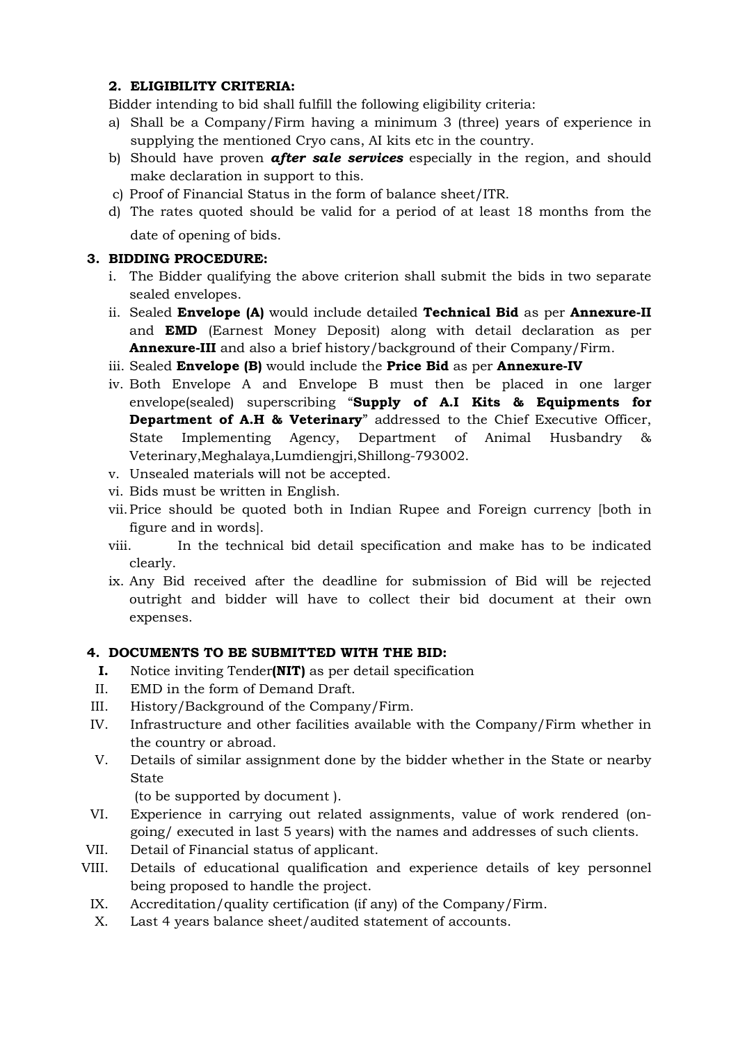**2. ELIGIBILITY CRITERIA:**

Bidder intending to bid shall fulfill the following eligibility criteria:

a) Shall be a Company/Firm having a minimum 3 (three) years of experience in supplying the mentioned Cryo cans, AI kits etc in the country.

b) Should have proven ***after sale services*** especially in the region, and should make declaration in support to this.

c) Proof of Financial Status in the form of balance sheet/ITR.

d) The rates quoted should be valid for a period of at least 18 months from the date of opening of bids.

**3. BIDDING PROCEDURE:**

i. The Bidder qualifying the above criterion shall submit the bids in two separate sealed envelopes.

ii. Sealed **Envelope (A)** would include detailed **Technical Bid** as per **Annexure-II** and **EMD** (Earnest Money Deposit) along with detail declaration as per **Annexure-III** and also a brief history/background of their Company/Firm.

iii. Sealed **Envelope (B)** would include the **Price Bid** as per **Annexure-IV**

iv. Both Envelope A and Envelope B must then be placed in one larger envelope(sealed) superscribing "**Supply of A.I Kits & Equipments for Department of A.H & Veterinary**" addressed to the Chief Executive Officer, State Implementing Agency, Department of Animal Husbandry & Veterinary,Meghalaya,Lumdiengjri,Shillong-793002.

v. Unsealed materials will not be accepted.

vi. Bids must be written in English.

vii. Price should be quoted both in Indian Rupee and Foreign currency [both in figure and in words].

viii. In the technical bid detail specification and make has to be indicated clearly.

ix. Any Bid received after the deadline for submission of Bid will be rejected outright and bidder will have to collect their bid document at their own expenses.

**4. DOCUMENTS TO BE SUBMITTED WITH THE BID:**

**I.** Notice inviting Tender**(NIT)** as per detail specification

II. EMD in the form of Demand Draft.

III. History/Background of the Company/Firm.

IV. Infrastructure and other facilities available with the Company/Firm whether in the country or abroad.

V. Details of similar assignment done by the bidder whether in the State or nearby State (to be supported by document ).

VI. Experience in carrying out related assignments, value of work rendered (on-going/ executed in last 5 years) with the names and addresses of such clients.

VII. Detail of Financial status of applicant.

VIII. Details of educational qualification and experience details of key personnel being proposed to handle the project.

IX. Accreditation/quality certification (if any) of the Company/Firm.

X. Last 4 years balance sheet/audited statement of accounts.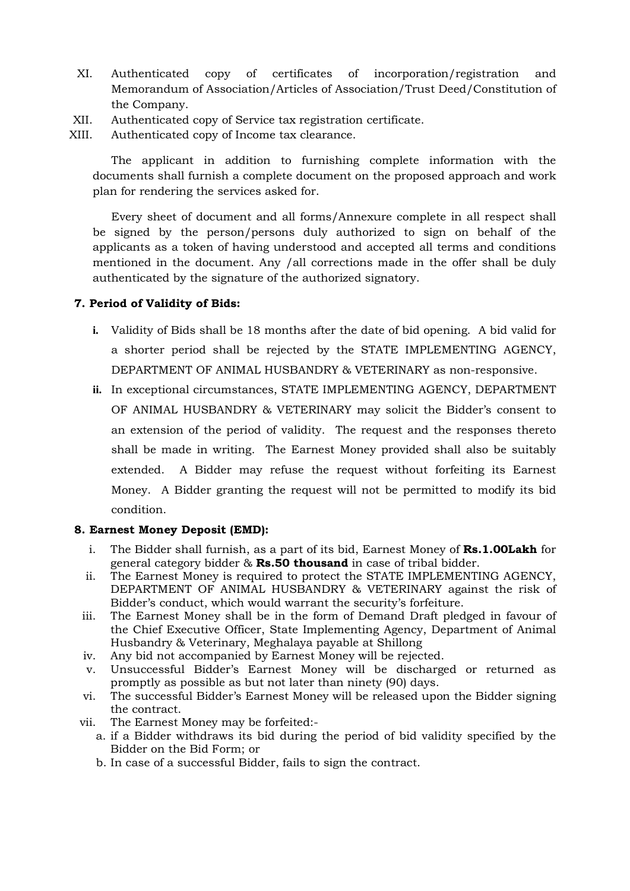XI. Authenticated copy of certificates of incorporation/registration and Memorandum of Association/Articles of Association/Trust Deed/Constitution of the Company.

XII. Authenticated copy of Service tax registration certificate.

XIII. Authenticated copy of Income tax clearance.

The applicant in addition to furnishing complete information with the documents shall furnish a complete document on the proposed approach and work plan for rendering the services asked for.

Every sheet of document and all forms/Annexure complete in all respect shall be signed by the person/persons duly authorized to sign on behalf of the applicants as a token of having understood and accepted all terms and conditions mentioned in the document. Any /all corrections made in the offer shall be duly authenticated by the signature of the authorized signatory.

**7. Period of Validity of Bids:**

- **i.** Validity of Bids shall be 18 months after the date of bid opening. A bid valid for a shorter period shall be rejected by the STATE IMPLEMENTING AGENCY, DEPARTMENT OF ANIMAL HUSBANDRY & VETERINARY as non-responsive.
- **ii.** In exceptional circumstances, STATE IMPLEMENTING AGENCY, DEPARTMENT OF ANIMAL HUSBANDRY & VETERINARY may solicit the Bidder's consent to an extension of the period of validity. The request and the responses thereto shall be made in writing. The Earnest Money provided shall also be suitably extended. A Bidder may refuse the request without forfeiting its Earnest Money. A Bidder granting the request will not be permitted to modify its bid condition.

**8. Earnest Money Deposit (EMD):**

- i. The Bidder shall furnish, as a part of its bid, Earnest Money of **Rs.1.00Lakh** for general category bidder & **Rs.50 thousand** in case of tribal bidder.
- ii. The Earnest Money is required to protect the STATE IMPLEMENTING AGENCY, DEPARTMENT OF ANIMAL HUSBANDRY & VETERINARY against the risk of Bidder's conduct, which would warrant the security's forfeiture.
- iii. The Earnest Money shall be in the form of Demand Draft pledged in favour of the Chief Executive Officer, State Implementing Agency, Department of Animal Husbandry & Veterinary, Meghalaya payable at Shillong
- iv. Any bid not accompanied by Earnest Money will be rejected.
- v. Unsuccessful Bidder's Earnest Money will be discharged or returned as promptly as possible as but not later than ninety (90) days.
- vi. The successful Bidder's Earnest Money will be released upon the Bidder signing the contract.
- vii. The Earnest Money may be forfeited:-
  - a. if a Bidder withdraws its bid during the period of bid validity specified by the Bidder on the Bid Form; or
  - b. In case of a successful Bidder, fails to sign the contract.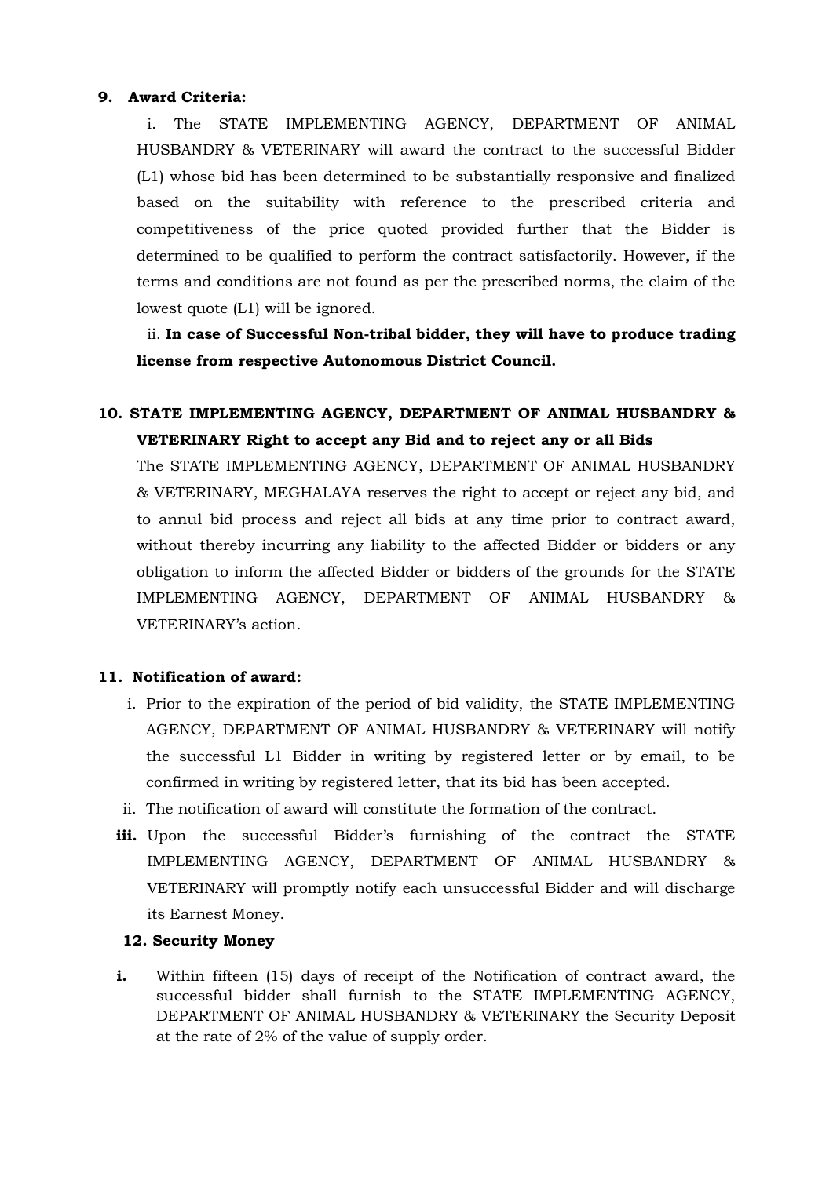**9. Award Criteria:**

i. The STATE IMPLEMENTING AGENCY, DEPARTMENT OF ANIMAL HUSBANDRY & VETERINARY will award the contract to the successful Bidder (L1) whose bid has been determined to be substantially responsive and finalized based on the suitability with reference to the prescribed criteria and competitiveness of the price quoted provided further that the Bidder is determined to be qualified to perform the contract satisfactorily. However, if the terms and conditions are not found as per the prescribed norms, the claim of the lowest quote (L1) will be ignored.

ii. **In case of Successful Non-tribal bidder, they will have to produce trading license from respective Autonomous District Council.**

**10. STATE IMPLEMENTING AGENCY, DEPARTMENT OF ANIMAL HUSBANDRY & VETERINARY Right to accept any Bid and to reject any or all Bids**

The STATE IMPLEMENTING AGENCY, DEPARTMENT OF ANIMAL HUSBANDRY & VETERINARY, MEGHALAYA reserves the right to accept or reject any bid, and to annul bid process and reject all bids at any time prior to contract award, without thereby incurring any liability to the affected Bidder or bidders or any obligation to inform the affected Bidder or bidders of the grounds for the STATE IMPLEMENTING AGENCY, DEPARTMENT OF ANIMAL HUSBANDRY & VETERINARY's action.

**11. Notification of award:**

i. Prior to the expiration of the period of bid validity, the STATE IMPLEMENTING AGENCY, DEPARTMENT OF ANIMAL HUSBANDRY & VETERINARY will notify the successful L1 Bidder in writing by registered letter or by email, to be confirmed in writing by registered letter, that its bid has been accepted.

ii. The notification of award will constitute the formation of the contract.

**iii.** Upon the successful Bidder's furnishing of the contract the STATE IMPLEMENTING AGENCY, DEPARTMENT OF ANIMAL HUSBANDRY & VETERINARY will promptly notify each unsuccessful Bidder and will discharge its Earnest Money.

**12. Security Money**

**i.** Within fifteen (15) days of receipt of the Notification of contract award, the successful bidder shall furnish to the STATE IMPLEMENTING AGENCY, DEPARTMENT OF ANIMAL HUSBANDRY & VETERINARY the Security Deposit at the rate of 2% of the value of supply order.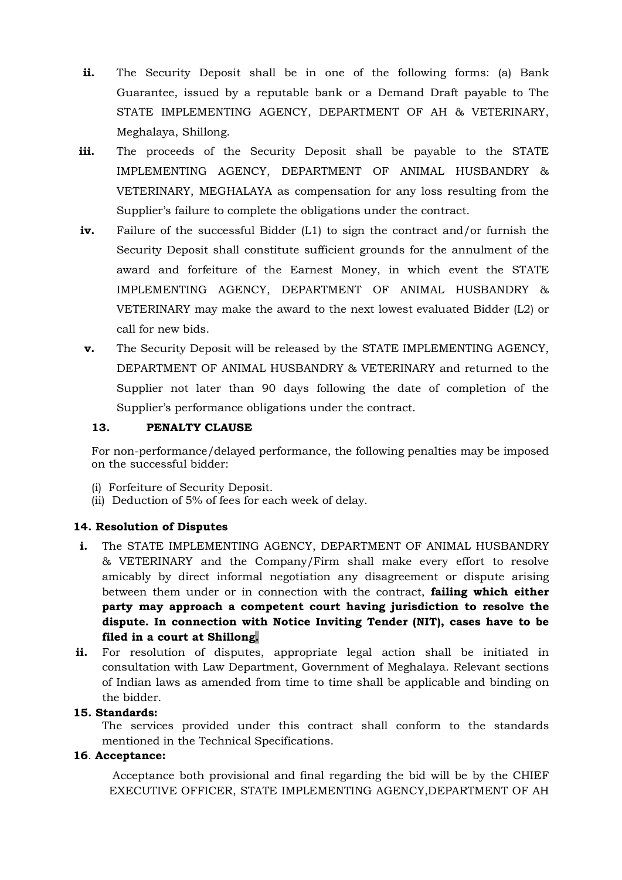ii. The Security Deposit shall be in one of the following forms: (a) Bank Guarantee, issued by a reputable bank or a Demand Draft payable to The STATE IMPLEMENTING AGENCY, DEPARTMENT OF AH & VETERINARY, Meghalaya, Shillong.

iii. The proceeds of the Security Deposit shall be payable to the STATE IMPLEMENTING AGENCY, DEPARTMENT OF ANIMAL HUSBANDRY & VETERINARY, MEGHALAYA as compensation for any loss resulting from the Supplier's failure to complete the obligations under the contract.

iv. Failure of the successful Bidder (L1) to sign the contract and/or furnish the Security Deposit shall constitute sufficient grounds for the annulment of the award and forfeiture of the Earnest Money, in which event the STATE IMPLEMENTING AGENCY, DEPARTMENT OF ANIMAL HUSBANDRY & VETERINARY may make the award to the next lowest evaluated Bidder (L2) or call for new bids.

v. The Security Deposit will be released by the STATE IMPLEMENTING AGENCY, DEPARTMENT OF ANIMAL HUSBANDRY & VETERINARY and returned to the Supplier not later than 90 days following the date of completion of the Supplier's performance obligations under the contract.

**13. PENALTY CLAUSE**

For non-performance/delayed performance, the following penalties may be imposed on the successful bidder:

(i) Forfeiture of Security Deposit.
(ii) Deduction of 5% of fees for each week of delay.

**14. Resolution of Disputes**

i. The STATE IMPLEMENTING AGENCY, DEPARTMENT OF ANIMAL HUSBANDRY & VETERINARY and the Company/Firm shall make every effort to resolve amicably by direct informal negotiation any disagreement or dispute arising between them under or in connection with the contract, **failing which either party may approach a competent court having jurisdiction to resolve the dispute. In connection with Notice Inviting Tender (NIT), cases have to be filed in a court at Shillong.**

ii. For resolution of disputes, appropriate legal action shall be initiated in consultation with Law Department, Government of Meghalaya. Relevant sections of Indian laws as amended from time to time shall be applicable and binding on the bidder.

**15. Standards:**

The services provided under this contract shall conform to the standards mentioned in the Technical Specifications.

**16. Acceptance:**

Acceptance both provisional and final regarding the bid will be by the CHIEF EXECUTIVE OFFICER, STATE IMPLEMENTING AGENCY,DEPARTMENT OF AH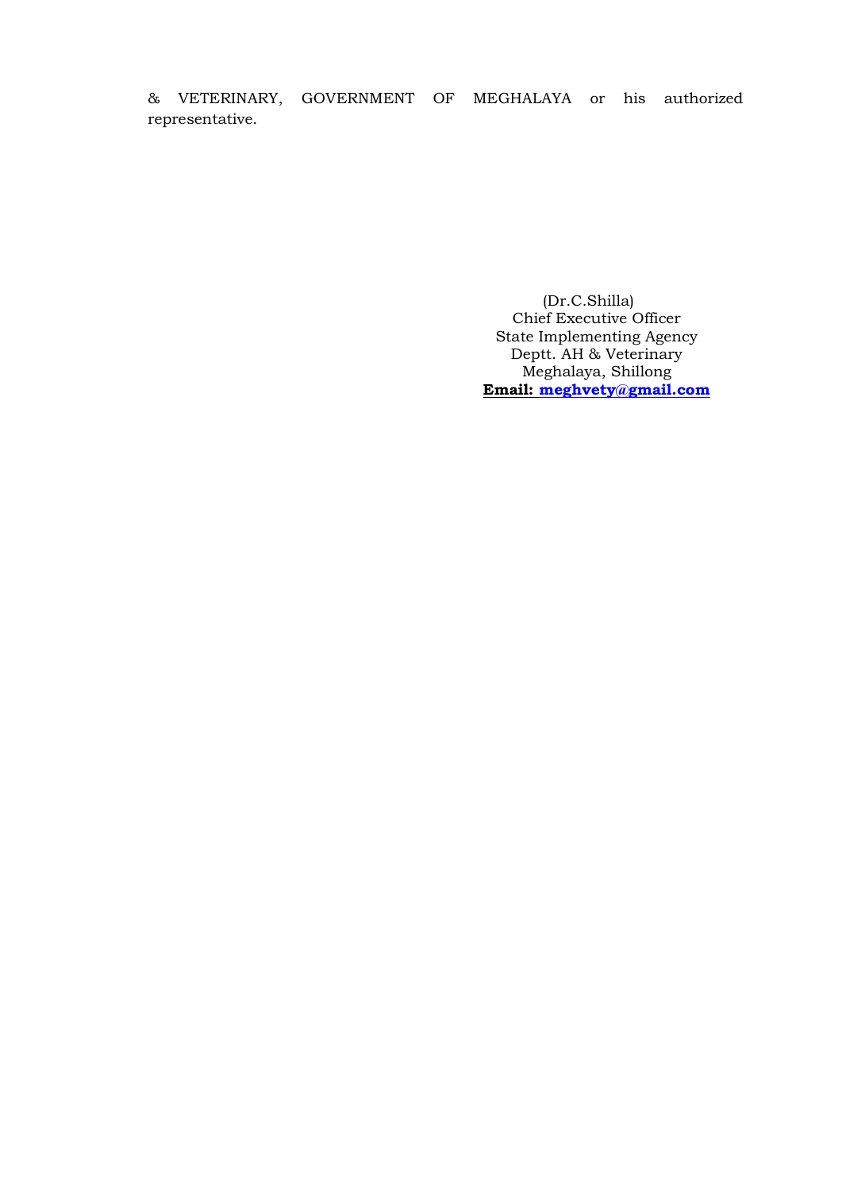& VETERINARY, GOVERNMENT OF MEGHALAYA or his authorized representative.

(Dr.C.Shilla)
Chief Executive Officer
State Implementing Agency
Deptt. AH & Veterinary
Meghalaya, Shillong
**Email: meghvety@gmail.com**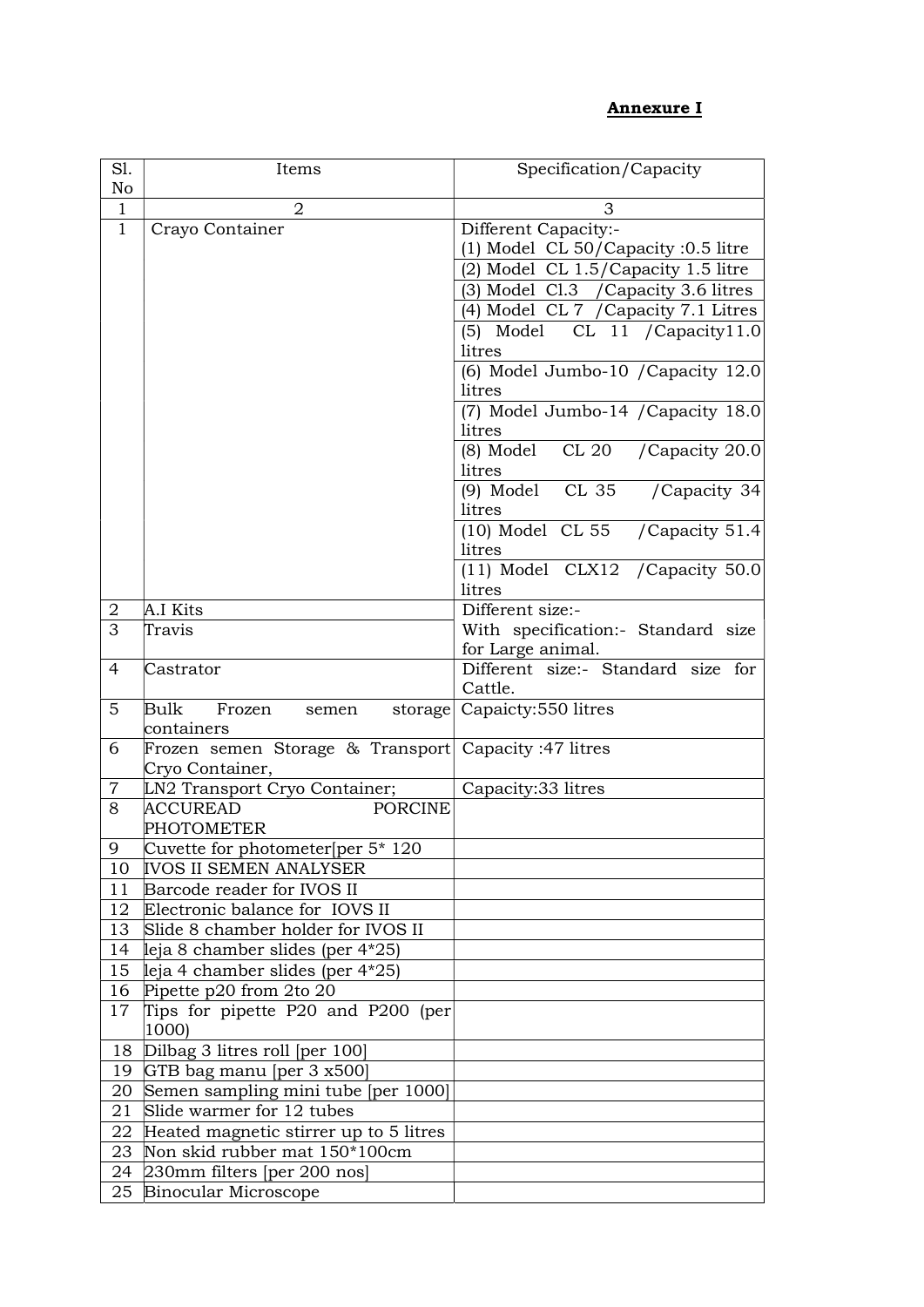**Annexure I**

| Sl. No | Items | Specification/Capacity |
|---|---|---|
| 1 | 2 | 3 |
| 1 | Crayo Container | Different Capacity:-<br>(1) Model CL 50/Capacity :0.5 litre<br>(2) Model CL 1.5/Capacity 1.5 litre<br>(3) Model Cl.3 /Capacity 3.6 litres<br>(4) Model CL 7 /Capacity 7.1 Litres<br>(5) Model CL 11 /Capacity11.0 litres<br>(6) Model Jumbo-10 /Capacity 12.0 litres<br>(7) Model Jumbo-14 /Capacity 18.0 litres<br>(8) Model CL 20 /Capacity 20.0 litres<br>(9) Model CL 35 /Capacity 34 litres<br>(10) Model CL 55 /Capacity 51.4 litres<br>(11) Model CLX12 /Capacity 50.0 litres |
| 2 | A.I Kits | Different size:- |
| 3 | Travis | With specification:- Standard size for Large animal. |
| 4 | Castrator | Different size:- Standard size for Cattle. |
| 5 | Bulk Frozen semen storage containers | Capaicty:550 litres |
| 6 | Frozen semen Storage & Transport Cryo Container, | Capacity :47 litres |
| 7 | LN2 Transport Cryo Container; | Capacity:33 litres |
| 8 | ACCUREAD PORCINE PHOTOMETER | |
| 9 | Cuvette for photometer[per 5* 120 | |
| 10 | IVOS II SEMEN ANALYSER | |
| 11 | Barcode reader for IVOS II | |
| 12 | Electronic balance for IOVS II | |
| 13 | Slide 8 chamber holder for IVOS II | |
| 14 | leja 8 chamber slides (per 4*25) | |
| 15 | leja 4 chamber slides (per 4*25) | |
| 16 | Pipette p20 from 2to 20 | |
| 17 | Tips for pipette P20 and P200 (per 1000) | |
| 18 | Dilbag 3 litres roll [per 100] | |
| 19 | GTB bag manu [per 3 x500] | |
| 20 | Semen sampling mini tube [per 1000] | |
| 21 | Slide warmer for 12 tubes | |
| 22 | Heated magnetic stirrer up to 5 litres | |
| 23 | Non skid rubber mat 150*100cm | |
| 24 | 230mm filters [per 200 nos] | |
| 25 | Binocular Microscope | |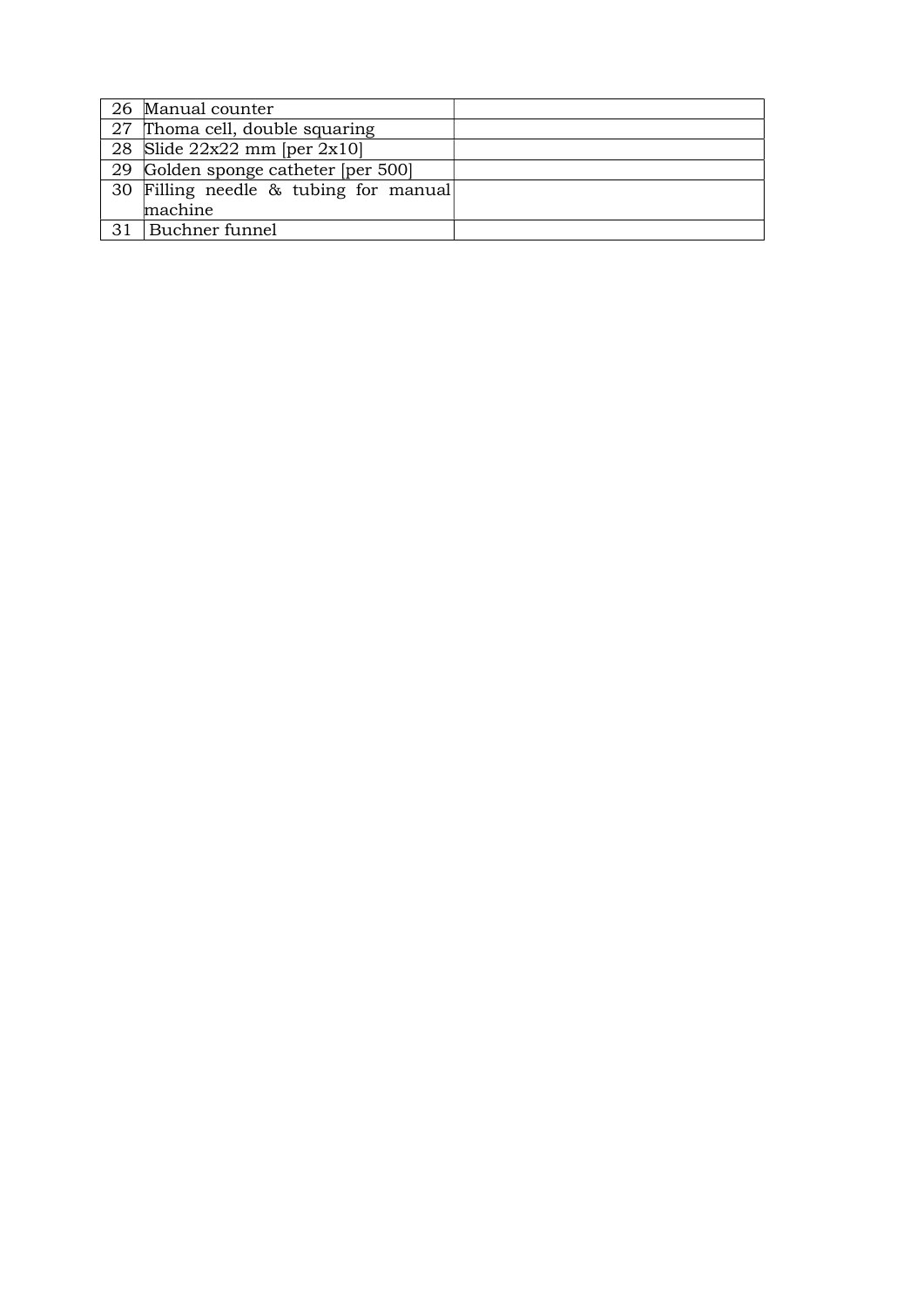| 26 | Manual counter | |
|---|---|---|
| 27 | Thoma cell, double squaring | |
| 28 | Slide 22x22 mm [per 2x10] | |
| 29 | Golden sponge catheter [per 500] | |
| 30 | Filling needle & tubing for manual machine | |
| 31 | Buchner funnel | |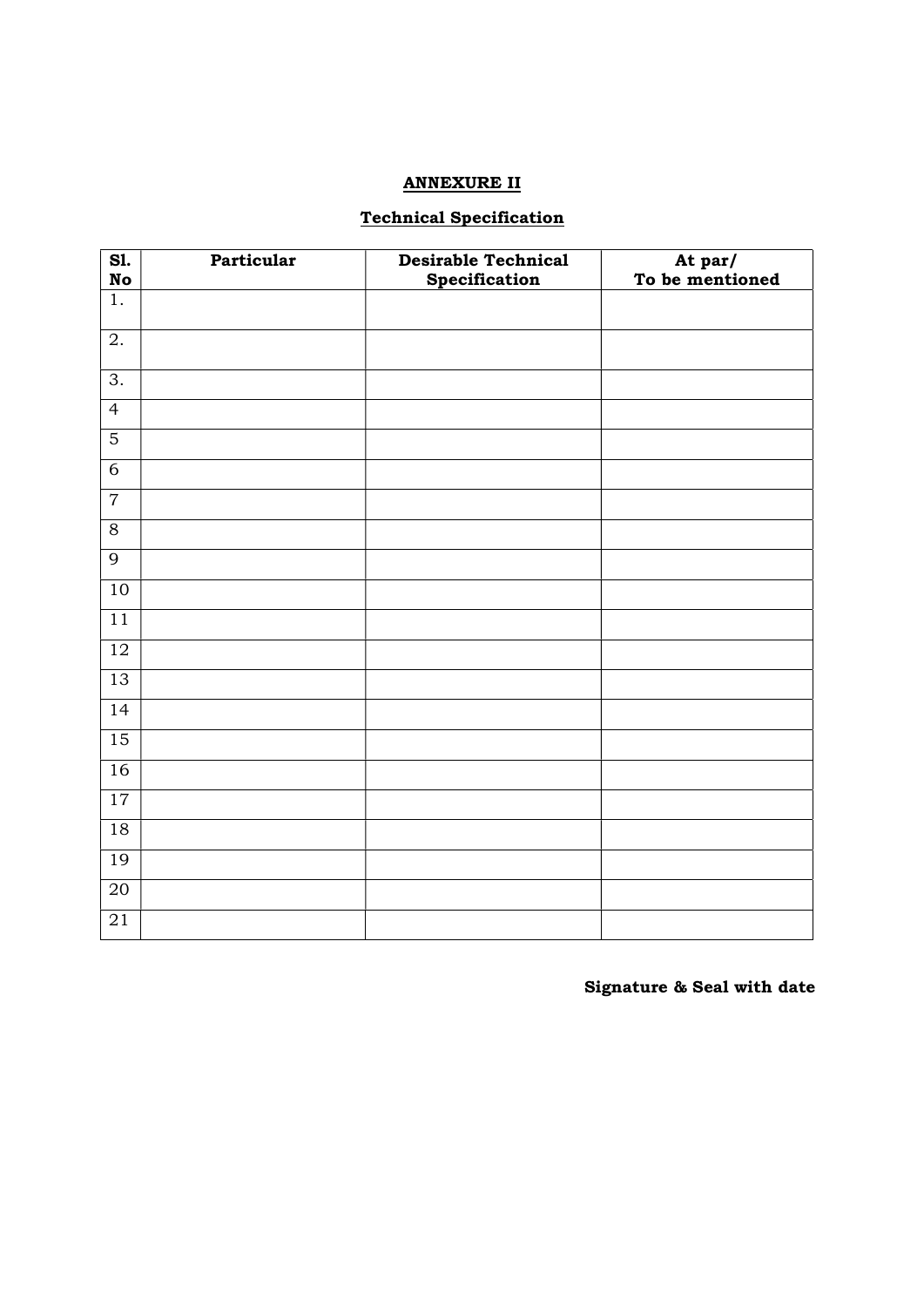## ANNEXURE II

### Technical Specification

| Sl. No | Particular | Desirable Technical Specification | At par/ To be mentioned |
|---|---|---|---|
| 1. | | | |
| 2. | | | |
| 3. | | | |
| 4 | | | |
| 5 | | | |
| 6 | | | |
| 7 | | | |
| 8 | | | |
| 9 | | | |
| 10 | | | |
| 11 | | | |
| 12 | | | |
| 13 | | | |
| 14 | | | |
| 15 | | | |
| 16 | | | |
| 17 | | | |
| 18 | | | |
| 19 | | | |
| 20 | | | |
| 21 | | | |

**Signature & Seal with date**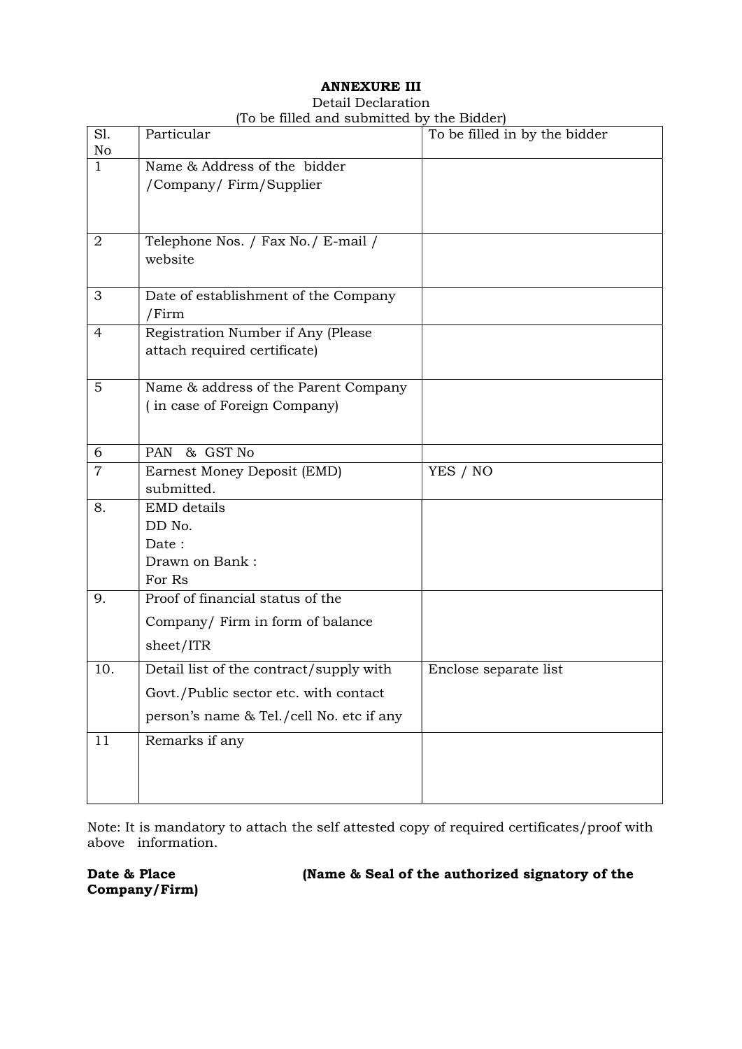**ANNEXURE III**

Detail Declaration

(To be filled and submitted by the Bidder)

| Sl. No | Particular | To be filled in by the bidder |
|---|---|---|
| 1 | Name & Address of the bidder /Company/ Firm/Supplier | |
| 2 | Telephone Nos. / Fax No./ E-mail / website | |
| 3 | Date of establishment of the Company /Firm | |
| 4 | Registration Number if Any (Please attach required certificate) | |
| 5 | Name & address of the Parent Company ( in case of Foreign Company) | |
| 6 | PAN & GST No | |
| 7 | Earnest Money Deposit (EMD) submitted. | YES / NO |
| 8. | EMD details<br>DD No.<br>Date :<br>Drawn on Bank :<br>For Rs | |
| 9. | Proof of financial status of the Company/ Firm in form of balance sheet/ITR | |
| 10. | Detail list of the contract/supply with Govt./Public sector etc. with contact person's name & Tel./cell No. etc if any | Enclose separate list |
| 11 | Remarks if any | |

Note: It is mandatory to attach the self attested copy of required certificates/proof with above information.

**Date & Place** **(Name & Seal of the authorized signatory of the Company/Firm)**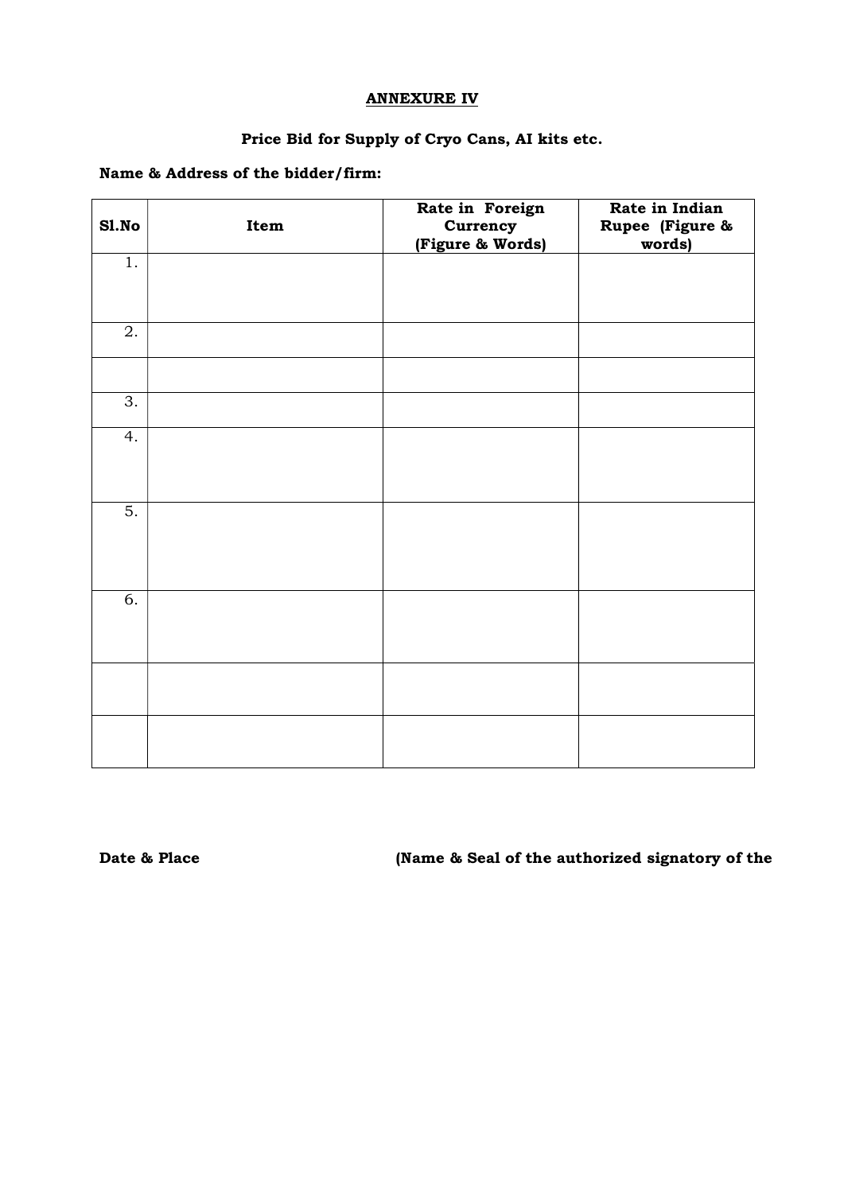**ANNEXURE IV**

**Price Bid for Supply of Cryo Cans, AI kits etc.**

**Name & Address of the bidder/firm:**

| Sl.No | Item | Rate in Foreign Currency (Figure & Words) | Rate in Indian Rupee (Figure & words) |
|---|---|---|---|
| 1. | | | |
| 2. | | | |
| | | | |
| 3. | | | |
| 4. | | | |
| 5. | | | |
| 6. | | | |
| | | | |
| | | | |

**Date & Place** **(Name & Seal of the authorized signatory of the**